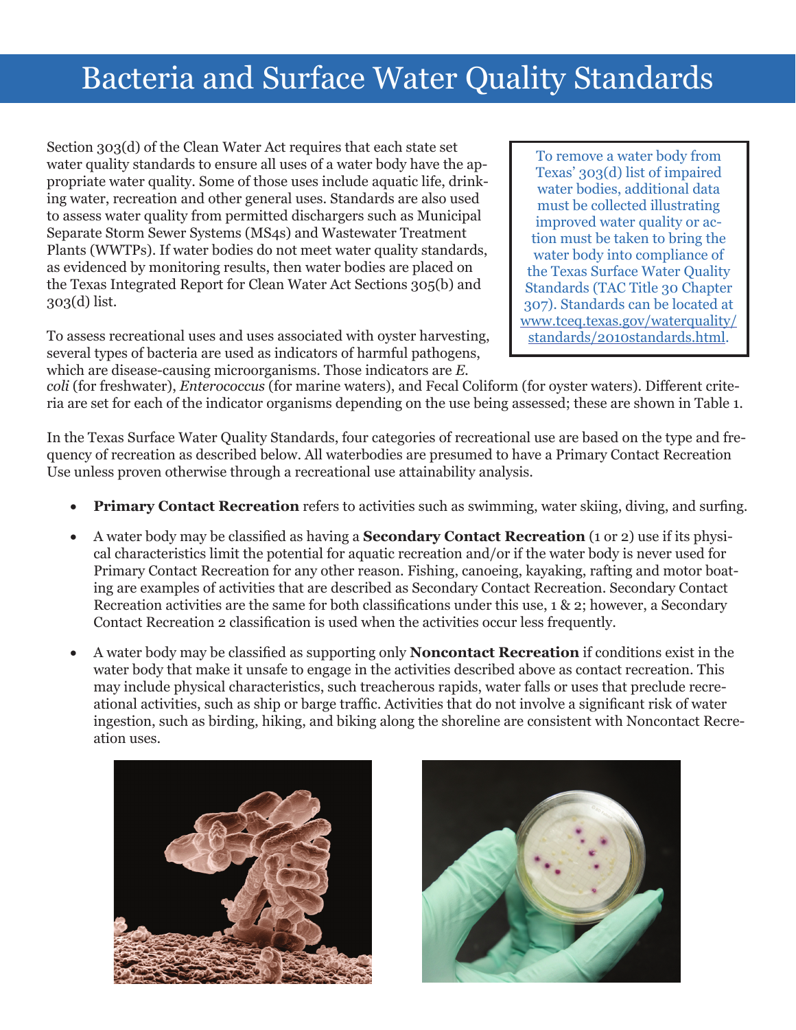# Bacteria and Surface Water Quality Standards

> To remove a water body from Texas' 303(d) list of impaired water bodies, additional data must be collected illustrating improved water quality or action must be taken to bring the water body into compliance of the Texas Surface Water Quality Standards (TAC Title 30 Chapter 307). Standards can be located at [www.tceq.texas.gov/waterquality/standards/2010standards.html](www.tceq.texas.gov/waterquality/standards/2010standards.html).

Section 303(d) of the Clean Water Act requires that each state set water quality standards to ensure all uses of a water body have the appropriate water quality. Some of those uses include aquatic life, drinking water, recreation and other general uses. Standards are also used to assess water quality from permitted dischargers such as Municipal Separate Storm Sewer Systems (MS4s) and Wastewater Treatment Plants (WWTPs). If water bodies do not meet water quality standards, as evidenced by monitoring results, then water bodies are placed on the Texas Integrated Report for Clean Water Act Sections 305(b) and 303(d) list.

To assess recreational uses and uses associated with oyster harvesting, several types of bacteria are used as indicators of harmful pathogens, which are disease-causing microorganisms. Those indicators are *E. coli* (for freshwater), *Enterococcus* (for marine waters), and Fecal Coliform (for oyster waters). Different criteria are set for each of the indicator organisms depending on the use being assessed; these are shown in Table 1.

In the Texas Surface Water Quality Standards, four categories of recreational use are based on the type and frequency of recreation as described below. All waterbodies are presumed to have a Primary Contact Recreation Use unless proven otherwise through a recreational use attainability analysis.

- **Primary Contact Recreation** refers to activities such as swimming, water skiing, diving, and surfing.
- A water body may be classified as having a **Secondary Contact Recreation** (1 or 2) use if its physical characteristics limit the potential for aquatic recreation and/or if the water body is never used for Primary Contact Recreation for any other reason. Fishing, canoeing, kayaking, rafting and motor boating are examples of activities that are described as Secondary Contact Recreation. Secondary Contact Recreation activities are the same for both classifications under this use, 1 & 2; however, a Secondary Contact Recreation 2 classification is used when the activities occur less frequently.
- A water body may be classified as supporting only **Noncontact Recreation** if conditions exist in the water body that make it unsafe to engage in the activities described above as contact recreation. This may include physical characteristics, such treacherous rapids, water falls or uses that preclude recreational activities, such as ship or barge traffic. Activities that do not involve a significant risk of water ingestion, such as birding, hiking, and biking along the shoreline are consistent with Noncontact Recreation uses.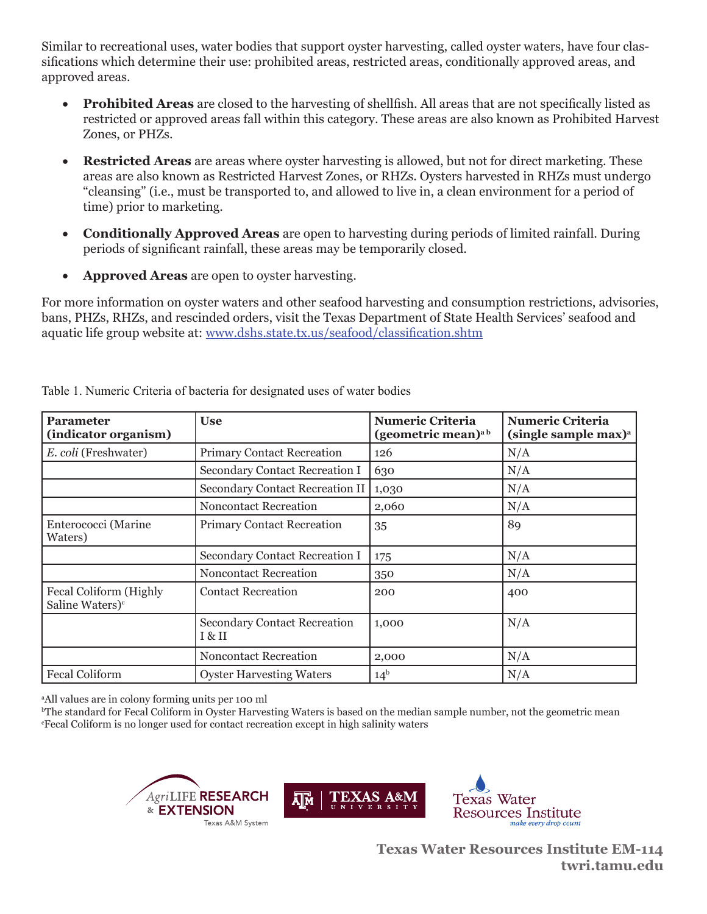Similar to recreational uses, water bodies that support oyster harvesting, called oyster waters, have four classifications which determine their use: prohibited areas, restricted areas, conditionally approved areas, and approved areas.

- **Prohibited Areas** are closed to the harvesting of shellfish. All areas that are not specifically listed as restricted or approved areas fall within this category. These areas are also known as Prohibited Harvest Zones, or PHZs.
- **Restricted Areas** are areas where oyster harvesting is allowed, but not for direct marketing. These areas are also known as Restricted Harvest Zones, or RHZs. Oysters harvested in RHZs must undergo "cleansing" (i.e., must be transported to, and allowed to live in, a clean environment for a period of time) prior to marketing.
- **Conditionally Approved Areas** are open to harvesting during periods of limited rainfall. During periods of significant rainfall, these areas may be temporarily closed.
- **Approved Areas** are open to oyster harvesting.

For more information on oyster waters and other seafood harvesting and consumption restrictions, advisories, bans, PHZs, RHZs, and rescinded orders, visit the Texas Department of State Health Services' seafood and aquatic life group website at: www.dshs.state.tx.us/seafood/classification.shtm

Table 1. Numeric Criteria of bacteria for designated uses of water bodies

| Parameter (indicator organism) | Use | Numeric Criteria (geometric mean)[a b] | Numeric Criteria (single sample max)[a] |
|---|---|---|---|
| *E. coli* (Freshwater) | Primary Contact Recreation | 126 | N/A |
| | Secondary Contact Recreation I | 630 | N/A |
| | Secondary Contact Recreation II | 1,030 | N/A |
| | Noncontact Recreation | 2,060 | N/A |
| Enterococci (Marine Waters) | Primary Contact Recreation | 35 | 89 |
| | Secondary Contact Recreation I | 175 | N/A |
| | Noncontact Recreation | 350 | N/A |
| Fecal Coliform (Highly Saline Waters)[c] | Contact Recreation | 200 | 400 |
| | Secondary Contact Recreation I & II | 1,000 | N/A |
| | Noncontact Recreation | 2,000 | N/A |
| Fecal Coliform | Oyster Harvesting Waters | 14[b] | N/A |

[a]All values are in colony forming units per 100 ml
[b]The standard for Fecal Coliform in Oyster Harvesting Waters is based on the median sample number, not the geometric mean
[c]Fecal Coliform is no longer used for contact recreation except in high salinity waters

AgriLIFE RESEARCH & EXTENSION Texas A&M System

TEXAS A&M UNIVERSITY

Texas Water Resources Institute *make every drop count*

**Texas Water Resources Institute EM-114**
**twri.tamu.edu**